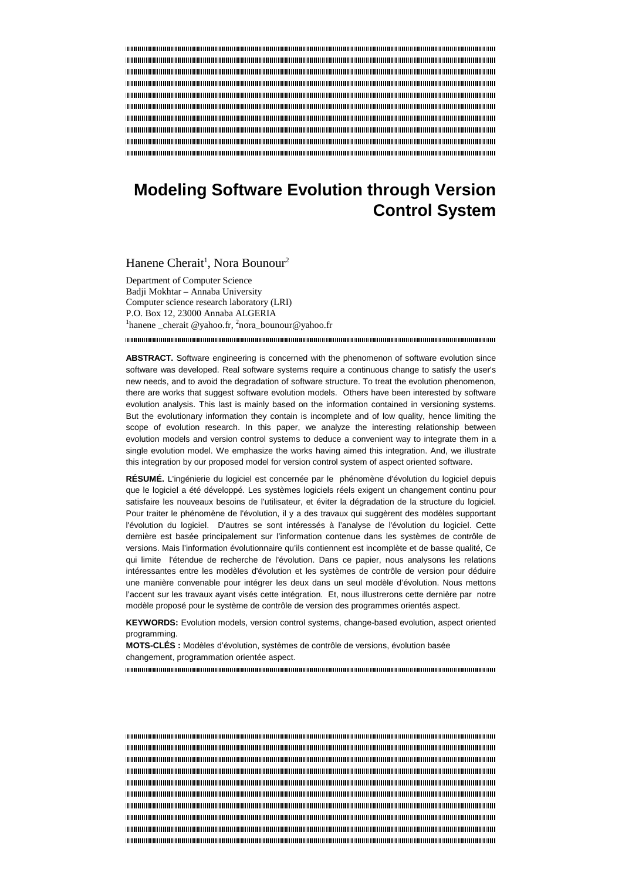# Modeling Software Evolution through Version Control System

Hanene Cherait[1], Nora Bounour[2]

Department of Computer Science
Badji Mokhtar – Annaba University
Computer science research laboratory (LRI)
P.O. Box 12, 23000 Annaba ALGERIA
[1]hanene _cherait @yahoo.fr, [2]nora_bounour@yahoo.fr

**ABSTRACT.** Software engineering is concerned with the phenomenon of software evolution since software was developed. Real software systems require a continuous change to satisfy the user's new needs, and to avoid the degradation of software structure. To treat the evolution phenomenon, there are works that suggest software evolution models. Others have been interested by software evolution analysis. This last is mainly based on the information contained in versioning systems. But the evolutionary information they contain is incomplete and of low quality, hence limiting the scope of evolution research. In this paper, we analyze the interesting relationship between evolution models and version control systems to deduce a convenient way to integrate them in a single evolution model. We emphasize the works having aimed this integration. And, we illustrate this integration by our proposed model for version control system of aspect oriented software.

**RÉSUMÉ.** L'ingénierie du logiciel est concernée par le phénomène d'évolution du logiciel depuis que le logiciel a été développé. Les systèmes logiciels réels exigent un changement continu pour satisfaire les nouveaux besoins de l'utilisateur, et éviter la dégradation de la structure du logiciel. Pour traiter le phénomène de l'évolution, il y a des travaux qui suggèrent des modèles supportant l'évolution du logiciel. D'autres se sont intéressés à l'analyse de l'évolution du logiciel. Cette dernière est basée principalement sur l'information contenue dans les systèmes de contrôle de versions. Mais l'information évolutionnaire qu'ils contiennent est incomplète et de basse qualité, Ce qui limite l'étendue de recherche de l'évolution. Dans ce papier, nous analysons les relations intéressantes entre les modèles d'évolution et les systèmes de contrôle de version pour déduire une manière convenable pour intégrer les deux dans un seul modèle d'évolution. Nous mettons l'accent sur les travaux ayant visés cette intégration. Et, nous illustrerons cette dernière par notre modèle proposé pour le système de contrôle de version des programmes orientés aspect.

**KEYWORDS:** Evolution models, version control systems, change-based evolution, aspect oriented programming.

**MOTS-CLÉS :** Modèles d'évolution, systèmes de contrôle de versions, évolution basée changement, programmation orientée aspect.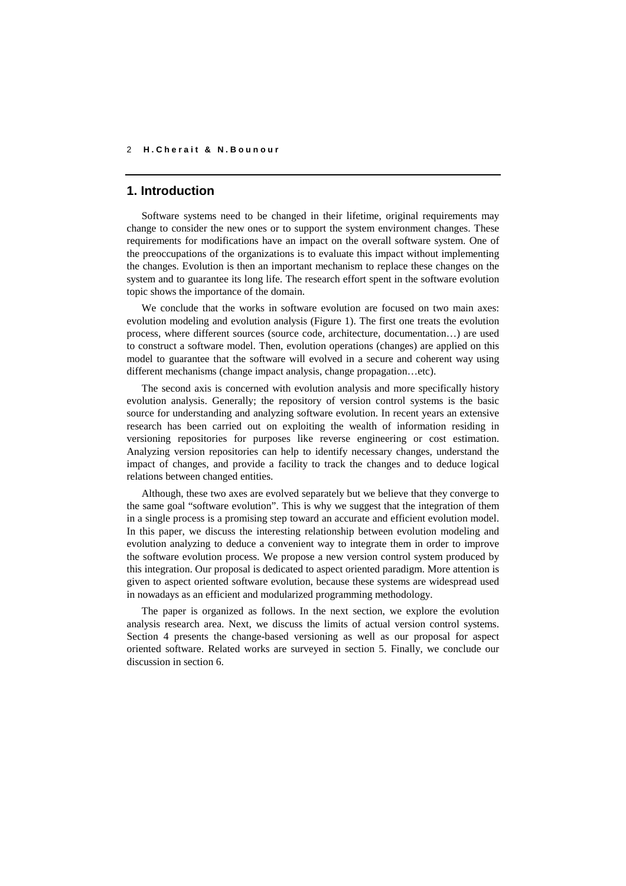## 1. Introduction

Software systems need to be changed in their lifetime, original requirements may change to consider the new ones or to support the system environment changes. These requirements for modifications have an impact on the overall software system. One of the preoccupations of the organizations is to evaluate this impact without implementing the changes. Evolution is then an important mechanism to replace these changes on the system and to guarantee its long life. The research effort spent in the software evolution topic shows the importance of the domain.

We conclude that the works in software evolution are focused on two main axes: evolution modeling and evolution analysis (Figure 1). The first one treats the evolution process, where different sources (source code, architecture, documentation…) are used to construct a software model. Then, evolution operations (changes) are applied on this model to guarantee that the software will evolved in a secure and coherent way using different mechanisms (change impact analysis, change propagation…etc).

The second axis is concerned with evolution analysis and more specifically history evolution analysis. Generally; the repository of version control systems is the basic source for understanding and analyzing software evolution. In recent years an extensive research has been carried out on exploiting the wealth of information residing in versioning repositories for purposes like reverse engineering or cost estimation. Analyzing version repositories can help to identify necessary changes, understand the impact of changes, and provide a facility to track the changes and to deduce logical relations between changed entities.

Although, these two axes are evolved separately but we believe that they converge to the same goal "software evolution". This is why we suggest that the integration of them in a single process is a promising step toward an accurate and efficient evolution model. In this paper, we discuss the interesting relationship between evolution modeling and evolution analyzing to deduce a convenient way to integrate them in order to improve the software evolution process. We propose a new version control system produced by this integration. Our proposal is dedicated to aspect oriented paradigm. More attention is given to aspect oriented software evolution, because these systems are widespread used in nowadays as an efficient and modularized programming methodology.

The paper is organized as follows. In the next section, we explore the evolution analysis research area. Next, we discuss the limits of actual version control systems. Section 4 presents the change-based versioning as well as our proposal for aspect oriented software. Related works are surveyed in section 5. Finally, we conclude our discussion in section 6.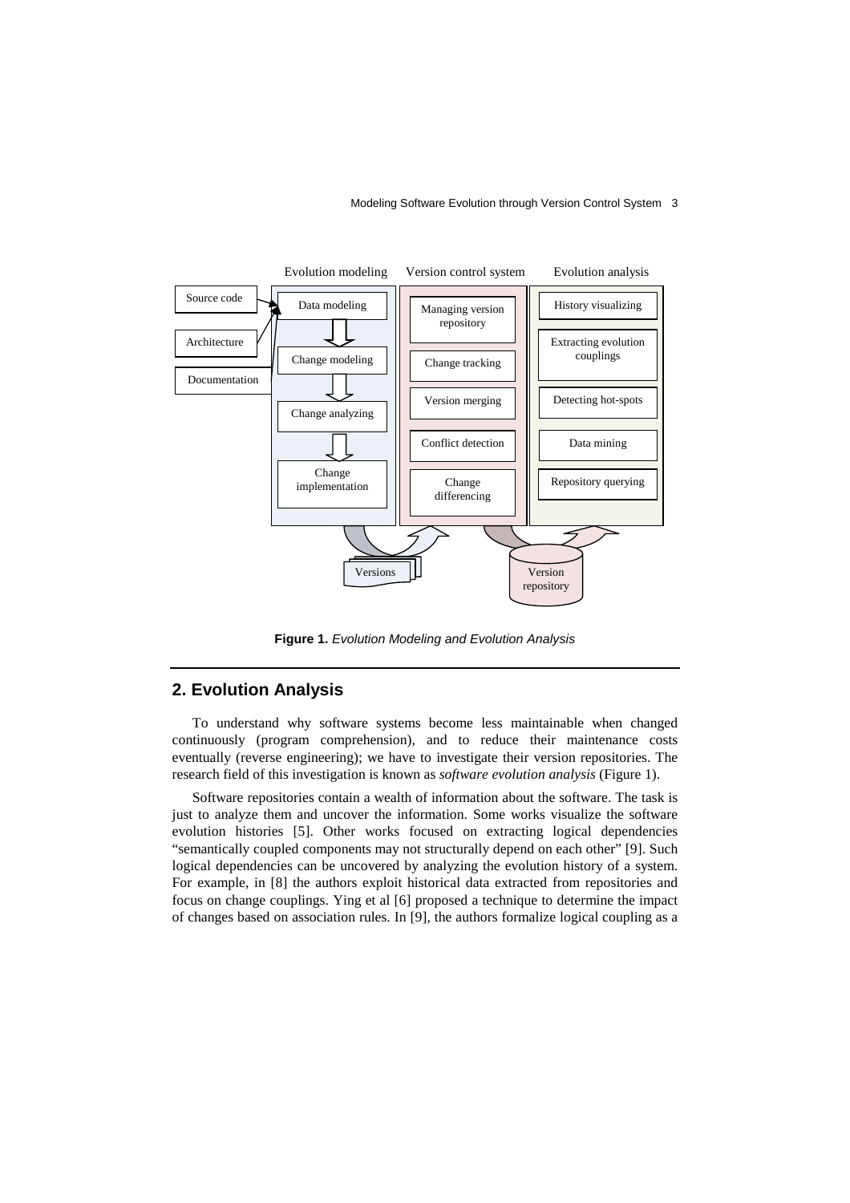Evolution modeling

Version control system

Evolution analysis

Source code

Architecture

Documentation

Data modeling

Change modeling

Change analyzing

Change implementation

Managing version repository

Change tracking

Version merging

Conflict detection

Change differencing

History visualizing

Extracting evolution couplings

Detecting hot-spots

Data mining

Repository querying

Versions

Version repository

**Figure 1.** *Evolution Modeling and Evolution Analysis*

## 2. Evolution Analysis

To understand why software systems become less maintainable when changed continuously (program comprehension), and to reduce their maintenance costs eventually (reverse engineering); we have to investigate their version repositories. The research field of this investigation is known as *software evolution analysis* (Figure 1).

Software repositories contain a wealth of information about the software. The task is just to analyze them and uncover the information. Some works visualize the software evolution histories [5]. Other works focused on extracting logical dependencies "semantically coupled components may not structurally depend on each other" [9]. Such logical dependencies can be uncovered by analyzing the evolution history of a system. For example, in [8] the authors exploit historical data extracted from repositories and focus on change couplings. Ying et al [6] proposed a technique to determine the impact of changes based on association rules. In [9], the authors formalize logical coupling as a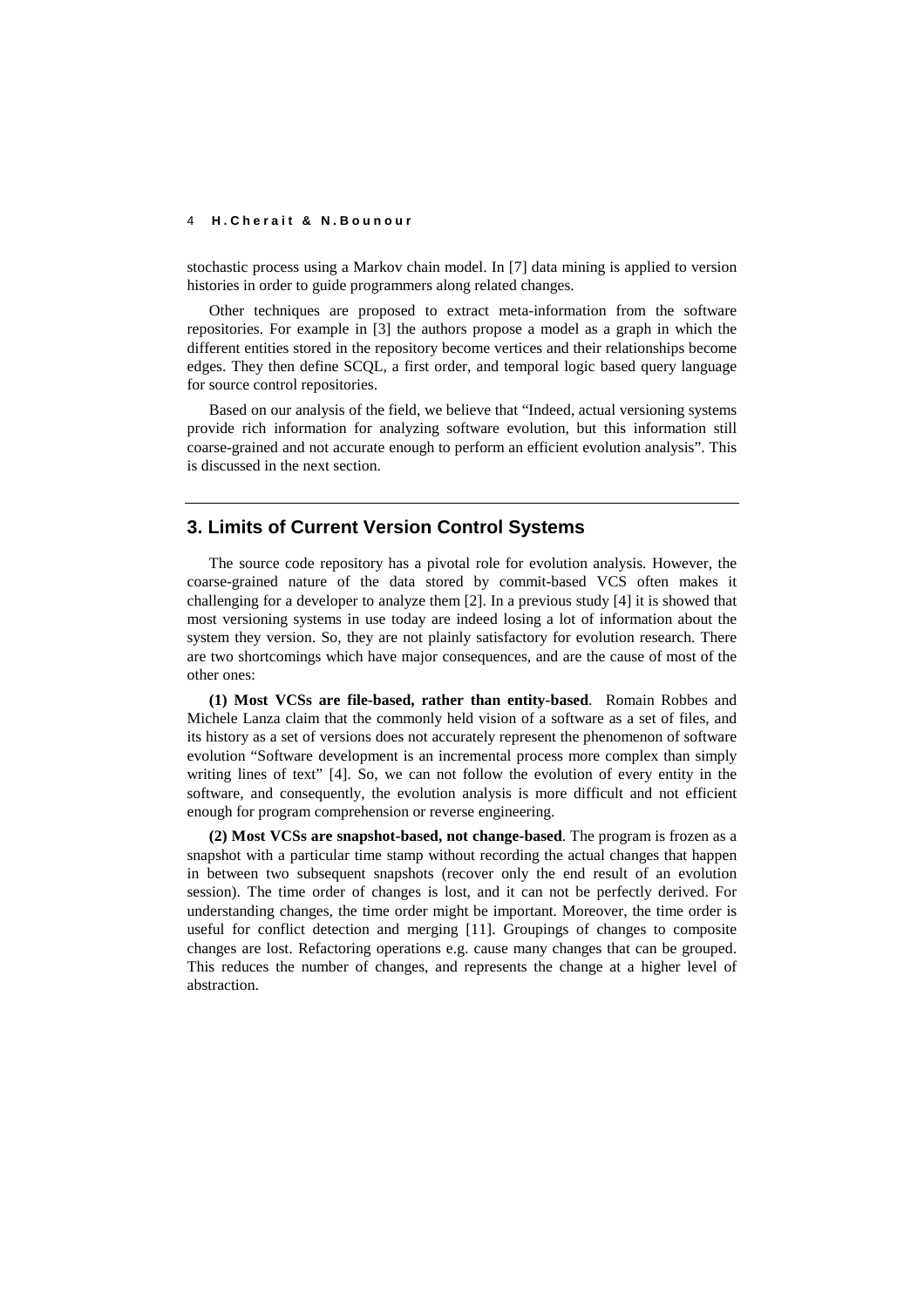stochastic process using a Markov chain model. In [7] data mining is applied to version histories in order to guide programmers along related changes.

Other techniques are proposed to extract meta-information from the software repositories. For example in [3] the authors propose a model as a graph in which the different entities stored in the repository become vertices and their relationships become edges. They then define SCQL, a first order, and temporal logic based query language for source control repositories.

Based on our analysis of the field, we believe that "Indeed, actual versioning systems provide rich information for analyzing software evolution, but this information still coarse-grained and not accurate enough to perform an efficient evolution analysis". This is discussed in the next section.

## 3. Limits of Current Version Control Systems

The source code repository has a pivotal role for evolution analysis. However, the coarse-grained nature of the data stored by commit-based VCS often makes it challenging for a developer to analyze them [2]. In a previous study [4] it is showed that most versioning systems in use today are indeed losing a lot of information about the system they version. So, they are not plainly satisfactory for evolution research. There are two shortcomings which have major consequences, and are the cause of most of the other ones:

**(1) Most VCSs are file-based, rather than entity-based**. Romain Robbes and Michele Lanza claim that the commonly held vision of a software as a set of files, and its history as a set of versions does not accurately represent the phenomenon of software evolution "Software development is an incremental process more complex than simply writing lines of text" [4]. So, we can not follow the evolution of every entity in the software, and consequently, the evolution analysis is more difficult and not efficient enough for program comprehension or reverse engineering.

**(2) Most VCSs are snapshot-based, not change-based**. The program is frozen as a snapshot with a particular time stamp without recording the actual changes that happen in between two subsequent snapshots (recover only the end result of an evolution session). The time order of changes is lost, and it can not be perfectly derived. For understanding changes, the time order might be important. Moreover, the time order is useful for conflict detection and merging [11]. Groupings of changes to composite changes are lost. Refactoring operations e.g. cause many changes that can be grouped. This reduces the number of changes, and represents the change at a higher level of abstraction.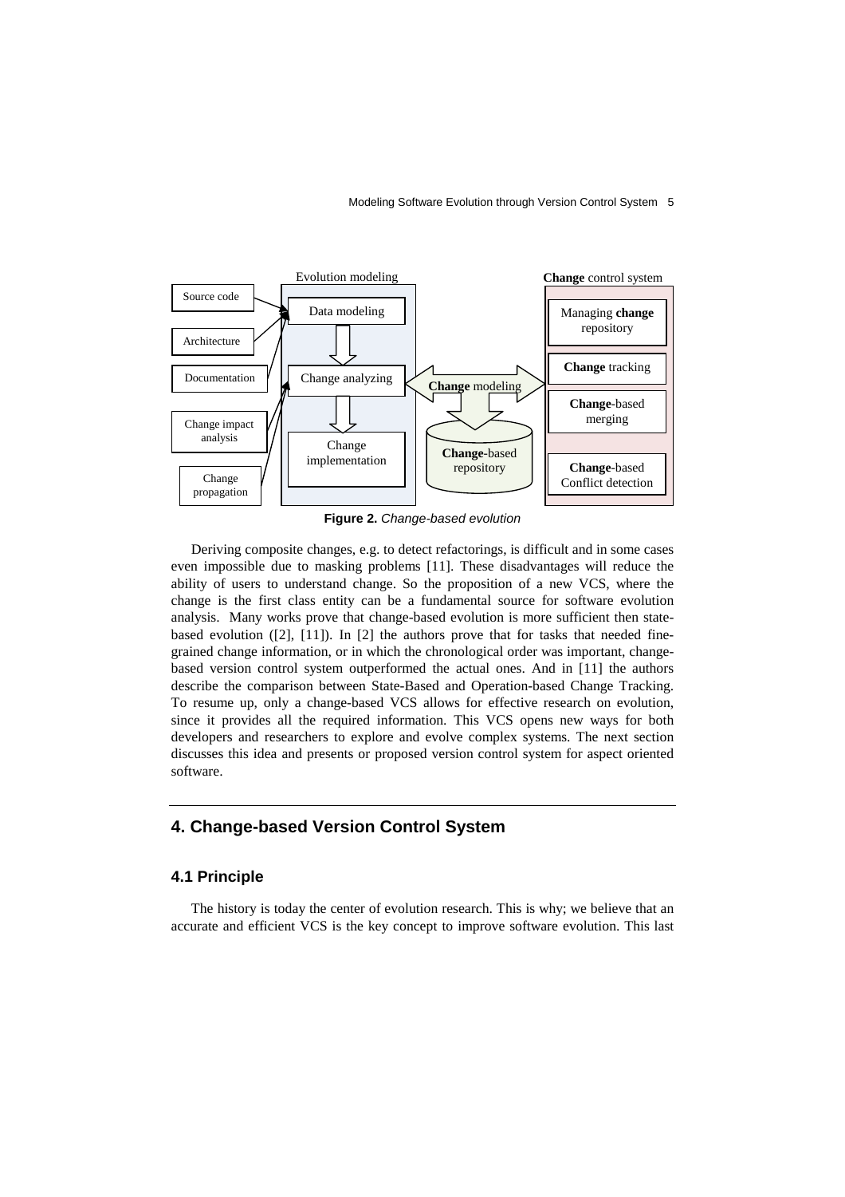Evolution modeling

Change control system

Source code

Architecture

Documentation

Change impact analysis

Change propagation

Data modeling

Change analyzing

Change implementation

Change modeling

Change-based repository

Managing change repository

Change tracking

Change-based merging

Change-based Conflict detection

**Figure 2.** *Change-based evolution*

Deriving composite changes, e.g. to detect refactorings, is difficult and in some cases even impossible due to masking problems [11]. These disadvantages will reduce the ability of users to understand change. So the proposition of a new VCS, where the change is the first class entity can be a fundamental source for software evolution analysis. Many works prove that change-based evolution is more sufficient then state-based evolution ([2], [11]). In [2] the authors prove that for tasks that needed fine-grained change information, or in which the chronological order was important, change-based version control system outperformed the actual ones. And in [11] the authors describe the comparison between State-Based and Operation-based Change Tracking. To resume up, only a change-based VCS allows for effective research on evolution, since it provides all the required information. This VCS opens new ways for both developers and researchers to explore and evolve complex systems. The next section discusses this idea and presents or proposed version control system for aspect oriented software.

## 4. Change-based Version Control System

### 4.1 Principle

The history is today the center of evolution research. This is why; we believe that an accurate and efficient VCS is the key concept to improve software evolution. This last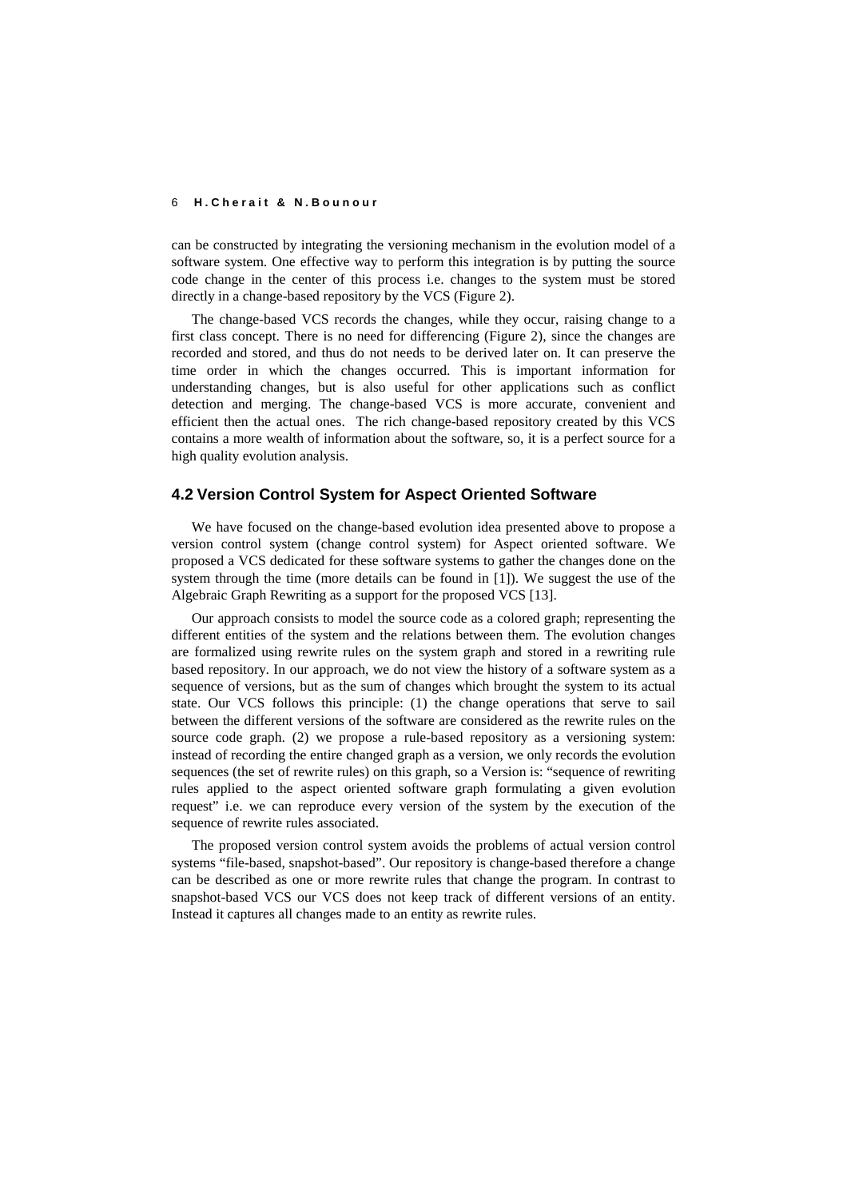can be constructed by integrating the versioning mechanism in the evolution model of a software system. One effective way to perform this integration is by putting the source code change in the center of this process i.e. changes to the system must be stored directly in a change-based repository by the VCS (Figure 2).

The change-based VCS records the changes, while they occur, raising change to a first class concept. There is no need for differencing (Figure 2), since the changes are recorded and stored, and thus do not needs to be derived later on. It can preserve the time order in which the changes occurred. This is important information for understanding changes, but is also useful for other applications such as conflict detection and merging. The change-based VCS is more accurate, convenient and efficient then the actual ones. The rich change-based repository created by this VCS contains a more wealth of information about the software, so, it is a perfect source for a high quality evolution analysis.

## 4.2 Version Control System for Aspect Oriented Software

We have focused on the change-based evolution idea presented above to propose a version control system (change control system) for Aspect oriented software. We proposed a VCS dedicated for these software systems to gather the changes done on the system through the time (more details can be found in [1]). We suggest the use of the Algebraic Graph Rewriting as a support for the proposed VCS [13].

Our approach consists to model the source code as a colored graph; representing the different entities of the system and the relations between them. The evolution changes are formalized using rewrite rules on the system graph and stored in a rewriting rule based repository. In our approach, we do not view the history of a software system as a sequence of versions, but as the sum of changes which brought the system to its actual state. Our VCS follows this principle: (1) the change operations that serve to sail between the different versions of the software are considered as the rewrite rules on the source code graph. (2) we propose a rule-based repository as a versioning system: instead of recording the entire changed graph as a version, we only records the evolution sequences (the set of rewrite rules) on this graph, so a Version is: "sequence of rewriting rules applied to the aspect oriented software graph formulating a given evolution request" i.e. we can reproduce every version of the system by the execution of the sequence of rewrite rules associated.

The proposed version control system avoids the problems of actual version control systems "file-based, snapshot-based". Our repository is change-based therefore a change can be described as one or more rewrite rules that change the program. In contrast to snapshot-based VCS our VCS does not keep track of different versions of an entity. Instead it captures all changes made to an entity as rewrite rules.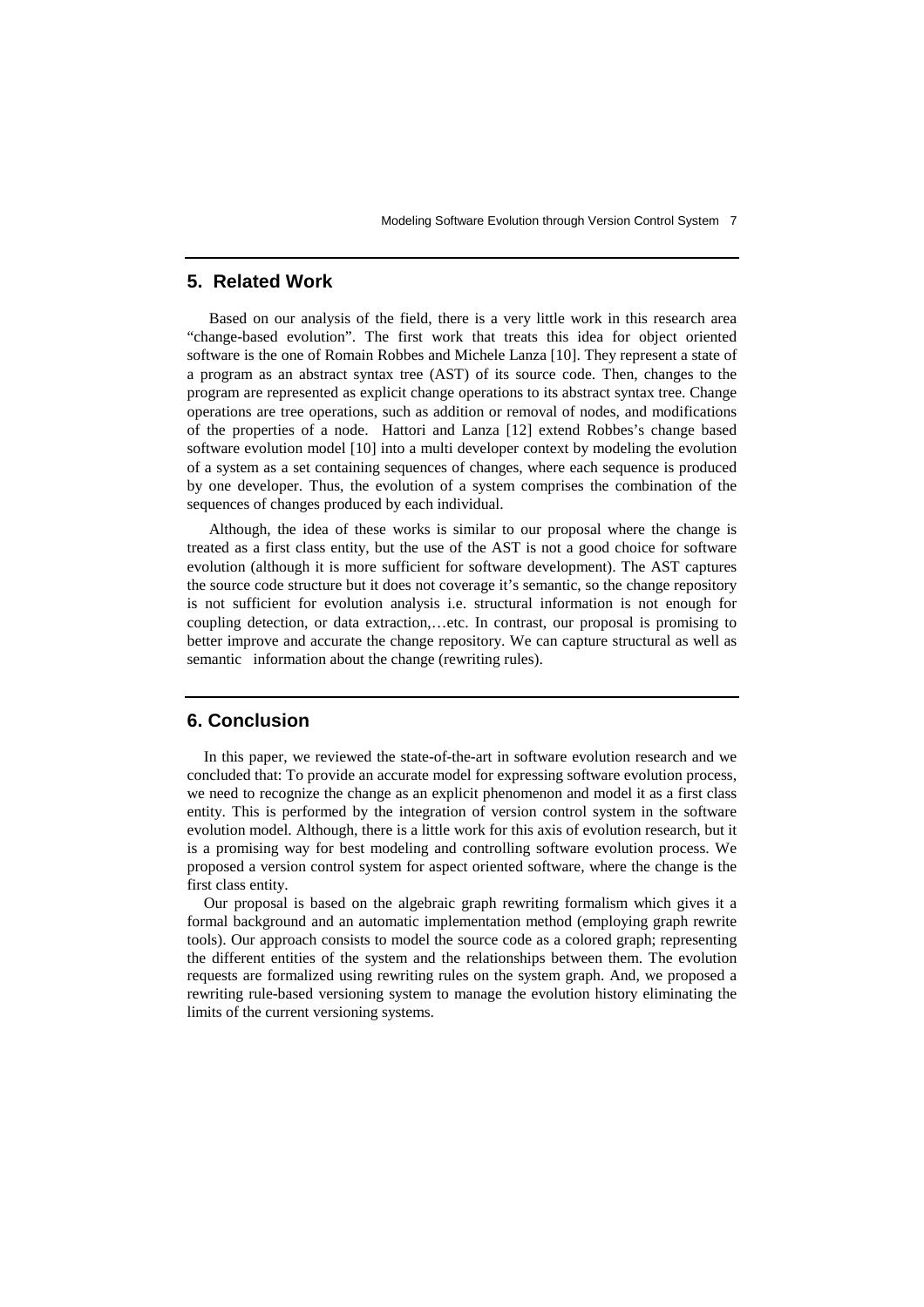## 5. Related Work

Based on our analysis of the field, there is a very little work in this research area "change-based evolution". The first work that treats this idea for object oriented software is the one of Romain Robbes and Michele Lanza [10]. They represent a state of a program as an abstract syntax tree (AST) of its source code. Then, changes to the program are represented as explicit change operations to its abstract syntax tree. Change operations are tree operations, such as addition or removal of nodes, and modifications of the properties of a node. Hattori and Lanza [12] extend Robbes's change based software evolution model [10] into a multi developer context by modeling the evolution of a system as a set containing sequences of changes, where each sequence is produced by one developer. Thus, the evolution of a system comprises the combination of the sequences of changes produced by each individual.

Although, the idea of these works is similar to our proposal where the change is treated as a first class entity, but the use of the AST is not a good choice for software evolution (although it is more sufficient for software development). The AST captures the source code structure but it does not coverage it's semantic, so the change repository is not sufficient for evolution analysis i.e. structural information is not enough for coupling detection, or data extraction,…etc. In contrast, our proposal is promising to better improve and accurate the change repository. We can capture structural as well as semantic information about the change (rewriting rules).

## 6. Conclusion

In this paper, we reviewed the state-of-the-art in software evolution research and we concluded that: To provide an accurate model for expressing software evolution process, we need to recognize the change as an explicit phenomenon and model it as a first class entity. This is performed by the integration of version control system in the software evolution model. Although, there is a little work for this axis of evolution research, but it is a promising way for best modeling and controlling software evolution process. We proposed a version control system for aspect oriented software, where the change is the first class entity.

Our proposal is based on the algebraic graph rewriting formalism which gives it a formal background and an automatic implementation method (employing graph rewrite tools). Our approach consists to model the source code as a colored graph; representing the different entities of the system and the relationships between them. The evolution requests are formalized using rewriting rules on the system graph. And, we proposed a rewriting rule-based versioning system to manage the evolution history eliminating the limits of the current versioning systems.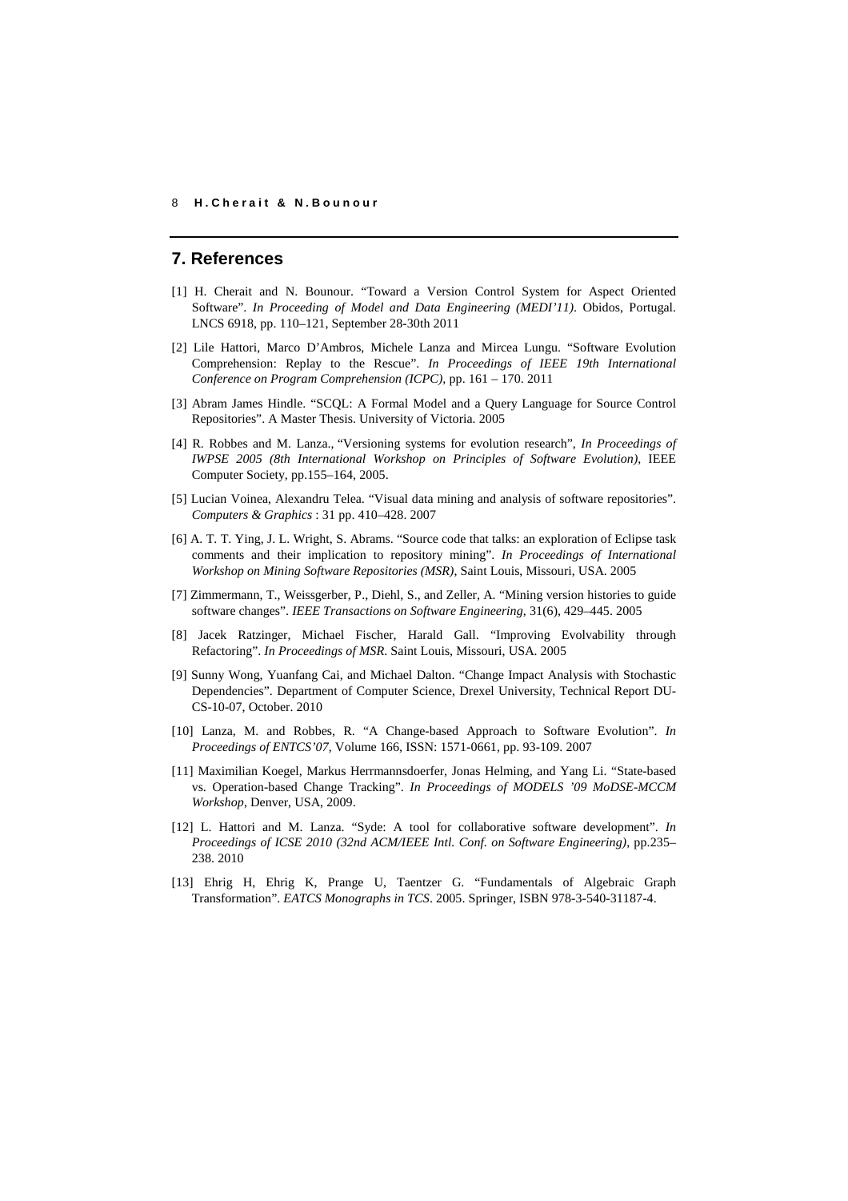## 7. References

[1] H. Cherait and N. Bounour. "Toward a Version Control System for Aspect Oriented Software". *In Proceeding of Model and Data Engineering (MEDI'11)*. Obidos, Portugal. LNCS 6918, pp. 110–121, September 28-30th 2011

[2] Lile Hattori, Marco D'Ambros, Michele Lanza and Mircea Lungu. "Software Evolution Comprehension: Replay to the Rescue". *In Proceedings of IEEE 19th International Conference on Program Comprehension (ICPC)*, pp. 161 – 170. 2011

[3] Abram James Hindle. "SCQL: A Formal Model and a Query Language for Source Control Repositories". A Master Thesis. University of Victoria. 2005

[4] R. Robbes and M. Lanza., "Versioning systems for evolution research", *In Proceedings of IWPSE 2005 (8th International Workshop on Principles of Software Evolution)*, IEEE Computer Society, pp.155–164, 2005.

[5] Lucian Voinea, Alexandru Telea. "Visual data mining and analysis of software repositories". *Computers & Graphics* : 31 pp. 410–428. 2007

[6] A. T. T. Ying, J. L. Wright, S. Abrams. "Source code that talks: an exploration of Eclipse task comments and their implication to repository mining". *In Proceedings of International Workshop on Mining Software Repositories (MSR)*, Saint Louis, Missouri, USA. 2005

[7] Zimmermann, T., Weissgerber, P., Diehl, S., and Zeller, A. "Mining version histories to guide software changes". *IEEE Transactions on Software Engineering*, 31(6), 429–445. 2005

[8] Jacek Ratzinger, Michael Fischer, Harald Gall. "Improving Evolvability through Refactoring". *In Proceedings of MSR*. Saint Louis, Missouri, USA. 2005

[9] Sunny Wong, Yuanfang Cai, and Michael Dalton. "Change Impact Analysis with Stochastic Dependencies". Department of Computer Science, Drexel University, Technical Report DU-CS-10-07, October. 2010

[10] Lanza, M. and Robbes, R. "A Change-based Approach to Software Evolution". *In Proceedings of ENTCS'07*, Volume 166, ISSN: 1571-0661, pp. 93-109. 2007

[11] Maximilian Koegel, Markus Herrmannsdoerfer, Jonas Helming, and Yang Li. "State-based vs. Operation-based Change Tracking". *In Proceedings of MODELS '09 MoDSE-MCCM Workshop*, Denver, USA, 2009.

[12] L. Hattori and M. Lanza. "Syde: A tool for collaborative software development". *In Proceedings of ICSE 2010 (32nd ACM/IEEE Intl. Conf. on Software Engineering)*, pp.235–238. 2010

[13] Ehrig H, Ehrig K, Prange U, Taentzer G. "Fundamentals of Algebraic Graph Transformation". *EATCS Monographs in TCS*. 2005. Springer, ISBN 978-3-540-31187-4.